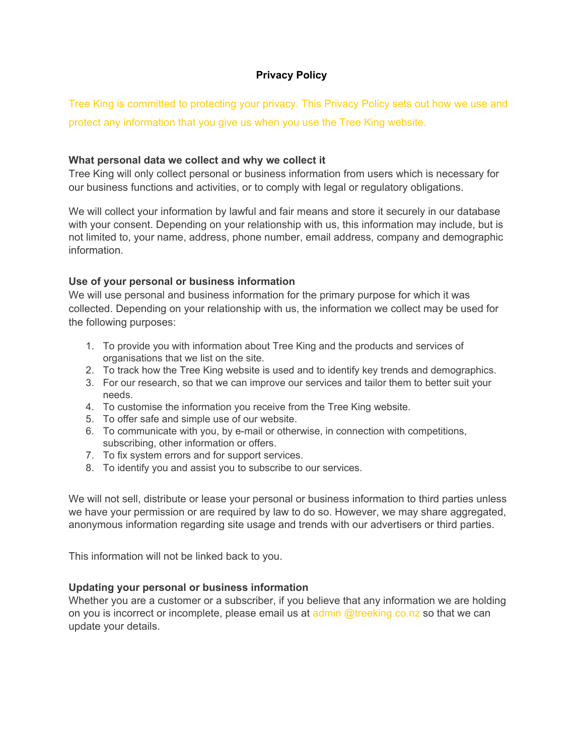# Privacy Policy

Tree King is committed to protecting your privacy. This Privacy Policy sets out how we use and protect any information that you give us when you use the Tree King website.

**What personal data we collect and why we collect it**

Tree King will only collect personal or business information from users which is necessary for our business functions and activities, or to comply with legal or regulatory obligations.

We will collect your information by lawful and fair means and store it securely in our database with your consent. Depending on your relationship with us, this information may include, but is not limited to, your name, address, phone number, email address, company and demographic information.

**Use of your personal or business information**

We will use personal and business information for the primary purpose for which it was collected. Depending on your relationship with us, the information we collect may be used for the following purposes:

1. To provide you with information about Tree King and the products and services of organisations that we list on the site.
2. To track how the Tree King website is used and to identify key trends and demographics.
3. For our research, so that we can improve our services and tailor them to better suit your needs.
4. To customise the information you receive from the Tree King website.
5. To offer safe and simple use of our website.
6. To communicate with you, by e-mail or otherwise, in connection with competitions, subscribing, other information or offers.
7. To fix system errors and for support services.
8. To identify you and assist you to subscribe to our services.

We will not sell, distribute or lease your personal or business information to third parties unless we have your permission or are required by law to do so. However, we may share aggregated, anonymous information regarding site usage and trends with our advertisers or third parties.

This information will not be linked back to you.

**Updating your personal or business information**

Whether you are a customer or a subscriber, if you believe that any information we are holding on you is incorrect or incomplete, please email us at admin @treeking.co.nz so that we can update your details.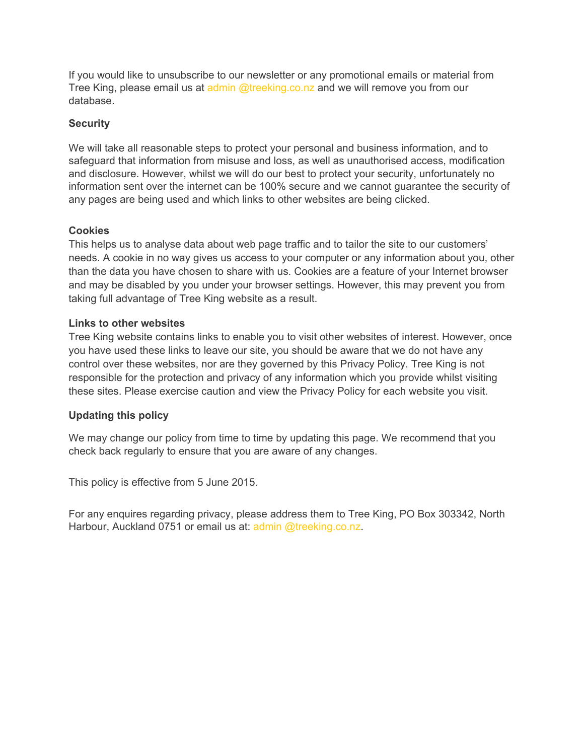If you would like to unsubscribe to our newsletter or any promotional emails or material from Tree King, please email us at admin @treeking.co.nz and we will remove you from our database.

**Security**

We will take all reasonable steps to protect your personal and business information, and to safeguard that information from misuse and loss, as well as unauthorised access, modification and disclosure. However, whilst we will do our best to protect your security, unfortunately no information sent over the internet can be 100% secure and we cannot guarantee the security of any pages are being used and which links to other websites are being clicked.

**Cookies**

This helps us to analyse data about web page traffic and to tailor the site to our customers' needs. A cookie in no way gives us access to your computer or any information about you, other than the data you have chosen to share with us. Cookies are a feature of your Internet browser and may be disabled by you under your browser settings. However, this may prevent you from taking full advantage of Tree King website as a result.

**Links to other websites**

Tree King website contains links to enable you to visit other websites of interest. However, once you have used these links to leave our site, you should be aware that we do not have any control over these websites, nor are they governed by this Privacy Policy. Tree King is not responsible for the protection and privacy of any information which you provide whilst visiting these sites. Please exercise caution and view the Privacy Policy for each website you visit.

**Updating this policy**

We may change our policy from time to time by updating this page. We recommend that you check back regularly to ensure that you are aware of any changes.

This policy is effective from 5 June 2015.

For any enquires regarding privacy, please address them to Tree King, PO Box 303342, North Harbour, Auckland 0751 or email us at: admin @treeking.co.nz.